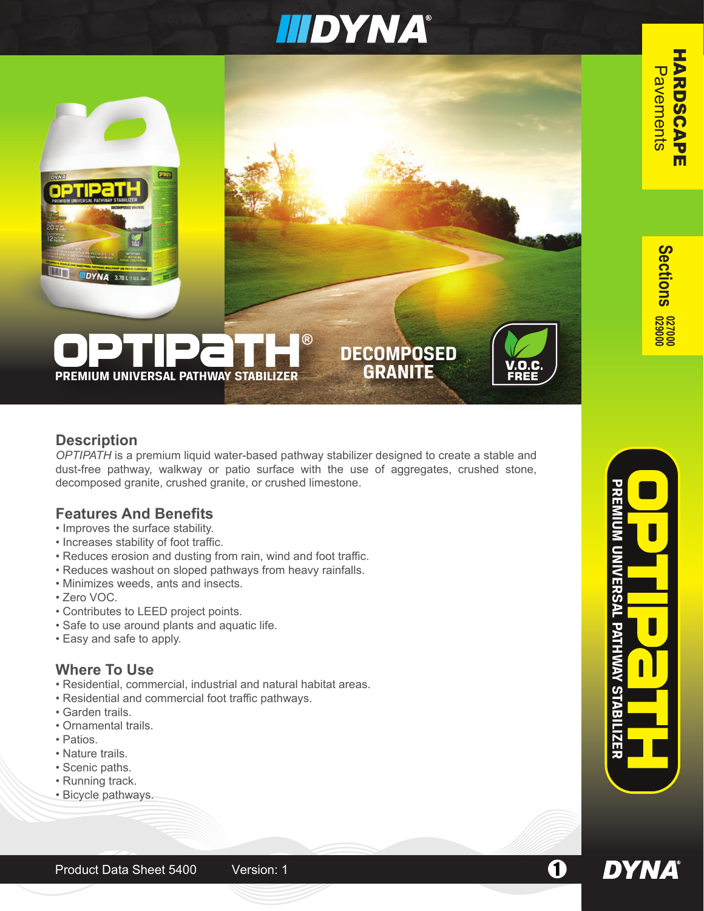# OPTIPATH®

**PREMIUM UNIVERSAL PATHWAY STABILIZER**

**DECOMPOSED GRANITE**

V.O.C. FREE

**HARDSCAPE** Pavements

**Sections** 027000 029000

## Description

*OPTIPATH* is a premium liquid water-based pathway stabilizer designed to create a stable and dust-free pathway, walkway or patio surface with the use of aggregates, crushed stone, decomposed granite, crushed granite, or crushed limestone.

## Features And Benefits

- Improves the surface stability.
- Increases stability of foot traffic.
- Reduces erosion and dusting from rain, wind and foot traffic.
- Reduces washout on sloped pathways from heavy rainfalls.
- Minimizes weeds, ants and insects.
- Zero VOC.
- Contributes to LEED project points.
- Safe to use around plants and aquatic life.
- Easy and safe to apply.

## Where To Use

- Residential, commercial, industrial and natural habitat areas.
- Residential and commercial foot traffic pathways.
- Garden trails.
- Ornamental trails.
- Patios.
- Nature trails.
- Scenic paths.
- Running track.
- Bicycle pathways.

Product Data Sheet 5400 Version: 1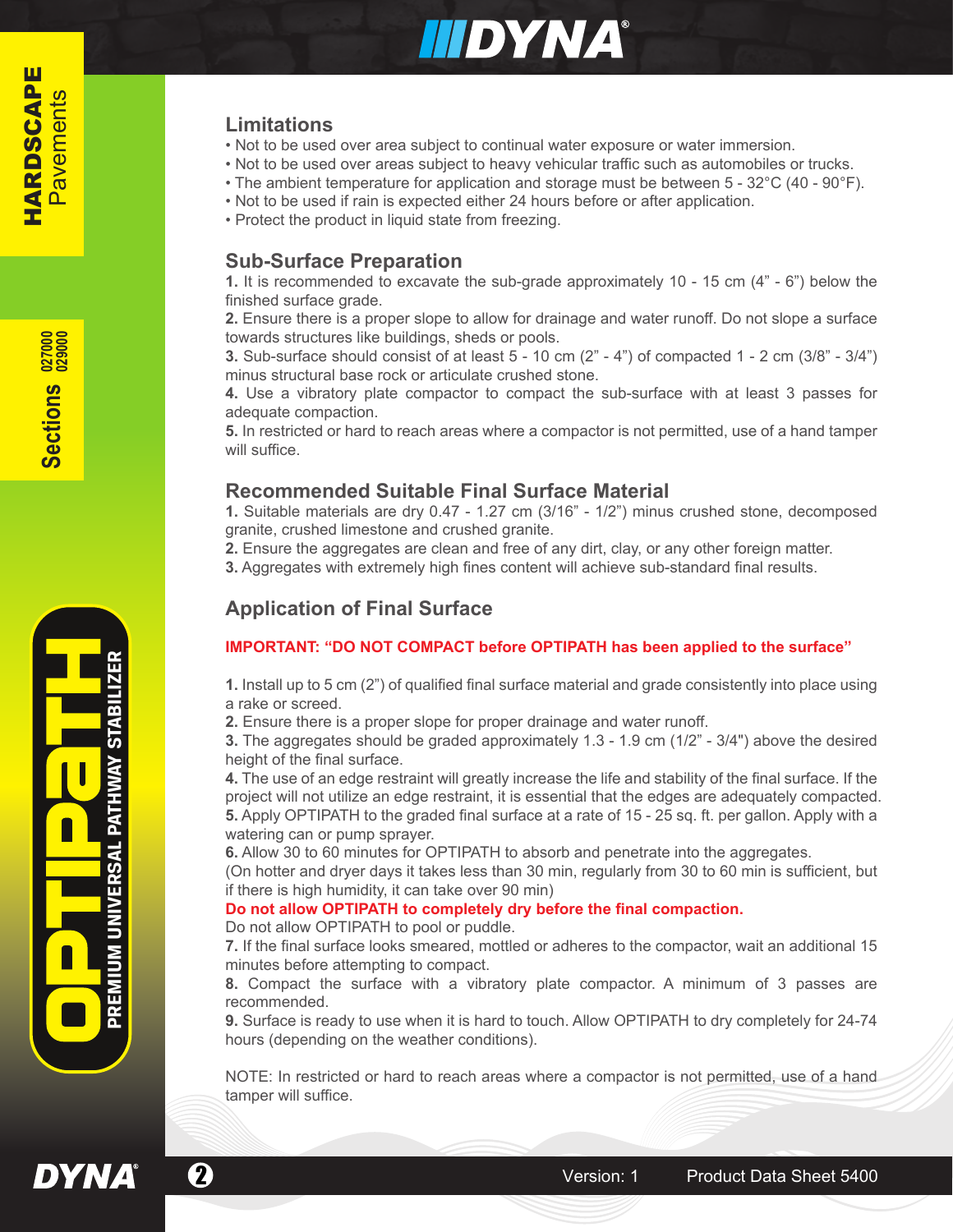## Limitations

- Not to be used over area subject to continual water exposure or water immersion.
- Not to be used over areas subject to heavy vehicular traffic such as automobiles or trucks.
- The ambient temperature for application and storage must be between 5 - 32°C (40 - 90°F).
- Not to be used if rain is expected either 24 hours before or after application.
- Protect the product in liquid state from freezing.

## Sub-Surface Preparation

**1.** It is recommended to excavate the sub-grade approximately 10 - 15 cm (4" - 6") below the finished surface grade.
**2.** Ensure there is a proper slope to allow for drainage and water runoff. Do not slope a surface towards structures like buildings, sheds or pools.
**3.** Sub-surface should consist of at least 5 - 10 cm (2" - 4") of compacted 1 - 2 cm (3/8" - 3/4") minus structural base rock or articulate crushed stone.
**4.** Use a vibratory plate compactor to compact the sub-surface with at least 3 passes for adequate compaction.
**5.** In restricted or hard to reach areas where a compactor is not permitted, use of a hand tamper will suffice.

## Recommended Suitable Final Surface Material

**1.** Suitable materials are dry 0.47 - 1.27 cm (3/16" - 1/2") minus crushed stone, decomposed granite, crushed limestone and crushed granite.
**2.** Ensure the aggregates are clean and free of any dirt, clay, or any other foreign matter.
**3.** Aggregates with extremely high fines content will achieve sub-standard final results.

## Application of Final Surface

**IMPORTANT: "DO NOT COMPACT before OPTIPATH has been applied to the surface"**

**1.** Install up to 5 cm (2") of qualified final surface material and grade consistently into place using a rake or screed.
**2.** Ensure there is a proper slope for proper drainage and water runoff.
**3.** The aggregates should be graded approximately 1.3 - 1.9 cm (1/2" - 3/4") above the desired height of the final surface.
**4.** The use of an edge restraint will greatly increase the life and stability of the final surface. If the project will not utilize an edge restraint, it is essential that the edges are adequately compacted.
**5.** Apply OPTIPATH to the graded final surface at a rate of 15 - 25 sq. ft. per gallon. Apply with a watering can or pump sprayer.
**6.** Allow 30 to 60 minutes for OPTIPATH to absorb and penetrate into the aggregates.
(On hotter and dryer days it takes less than 30 min, regularly from 30 to 60 min is sufficient, but if there is high humidity, it can take over 90 min)
**Do not allow OPTIPATH to completely dry before the final compaction.**
Do not allow OPTIPATH to pool or puddle.
**7.** If the final surface looks smeared, mottled or adheres to the compactor, wait an additional 15 minutes before attempting to compact.
**8.** Compact the surface with a vibratory plate compactor. A minimum of 3 passes are recommended.
**9.** Surface is ready to use when it is hard to touch. Allow OPTIPATH to dry completely for 24-74 hours (depending on the weather conditions).

NOTE: In restricted or hard to reach areas where a compactor is not permitted, use of a hand tamper will suffice.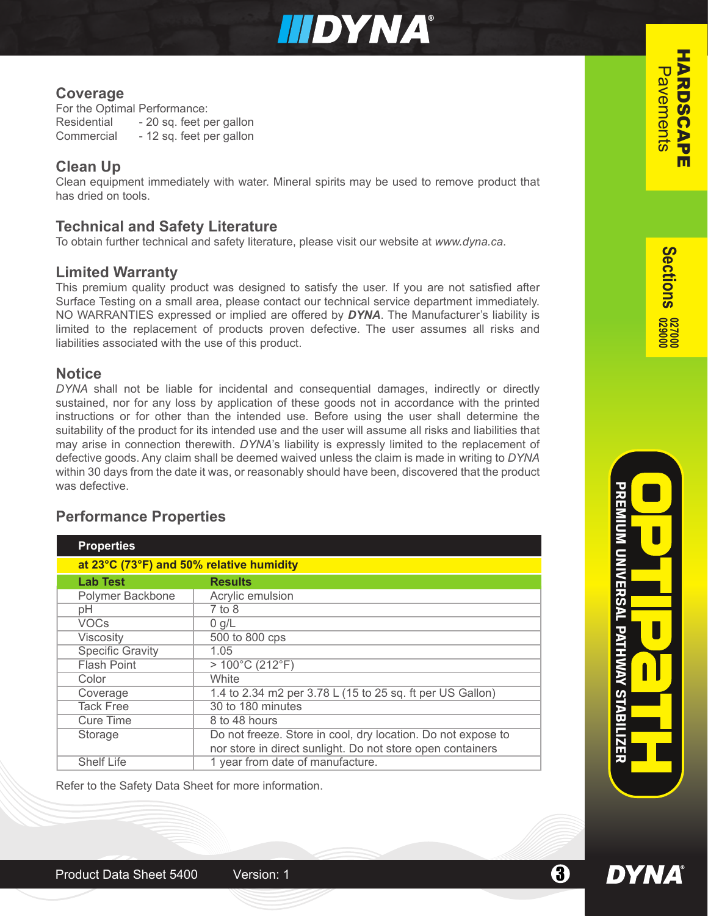## Coverage

For the Optimal Performance:

Residential - 20 sq. feet per gallon
Commercial - 12 sq. feet per gallon

## Clean Up

Clean equipment immediately with water. Mineral spirits may be used to remove product that has dried on tools.

## Technical and Safety Literature

To obtain further technical and safety literature, please visit our website at *www.dyna.ca*.

## Limited Warranty

This premium quality product was designed to satisfy the user. If you are not satisfied after Surface Testing on a small area, please contact our technical service department immediately. NO WARRANTIES expressed or implied are offered by ***DYNA***. The Manufacturer's liability is limited to the replacement of products proven defective. The user assumes all risks and liabilities associated with the use of this product.

## Notice

*DYNA* shall not be liable for incidental and consequential damages, indirectly or directly sustained, nor for any loss by application of these goods not in accordance with the printed instructions or for other than the intended use. Before using the user shall determine the suitability of the product for its intended use and the user will assume all risks and liabilities that may arise in connection therewith. *DYNA*'s liability is expressly limited to the replacement of defective goods. Any claim shall be deemed waived unless the claim is made in writing to *DYNA* within 30 days from the date it was, or reasonably should have been, discovered that the product was defective.

## Performance Properties

| Properties | |
|---|---|
| at 23°C (73°F) and 50% relative humidity | |
| **Lab Test** | **Results** |
| Polymer Backbone | Acrylic emulsion |
| pH | 7 to 8 |
| VOCs | 0 g/L |
| Viscosity | 500 to 800 cps |
| Specific Gravity | 1.05 |
| Flash Point | > 100°C (212°F) |
| Color | White |
| Coverage | 1.4 to 2.34 m2 per 3.78 L (15 to 25 sq. ft per US Gallon) |
| Tack Free | 30 to 180 minutes |
| Cure Time | 8 to 48 hours |
| Storage | Do not freeze. Store in cool, dry location. Do not expose to nor store in direct sunlight. Do not store open containers |
| Shelf Life | 1 year from date of manufacture. |

Refer to the Safety Data Sheet for more information.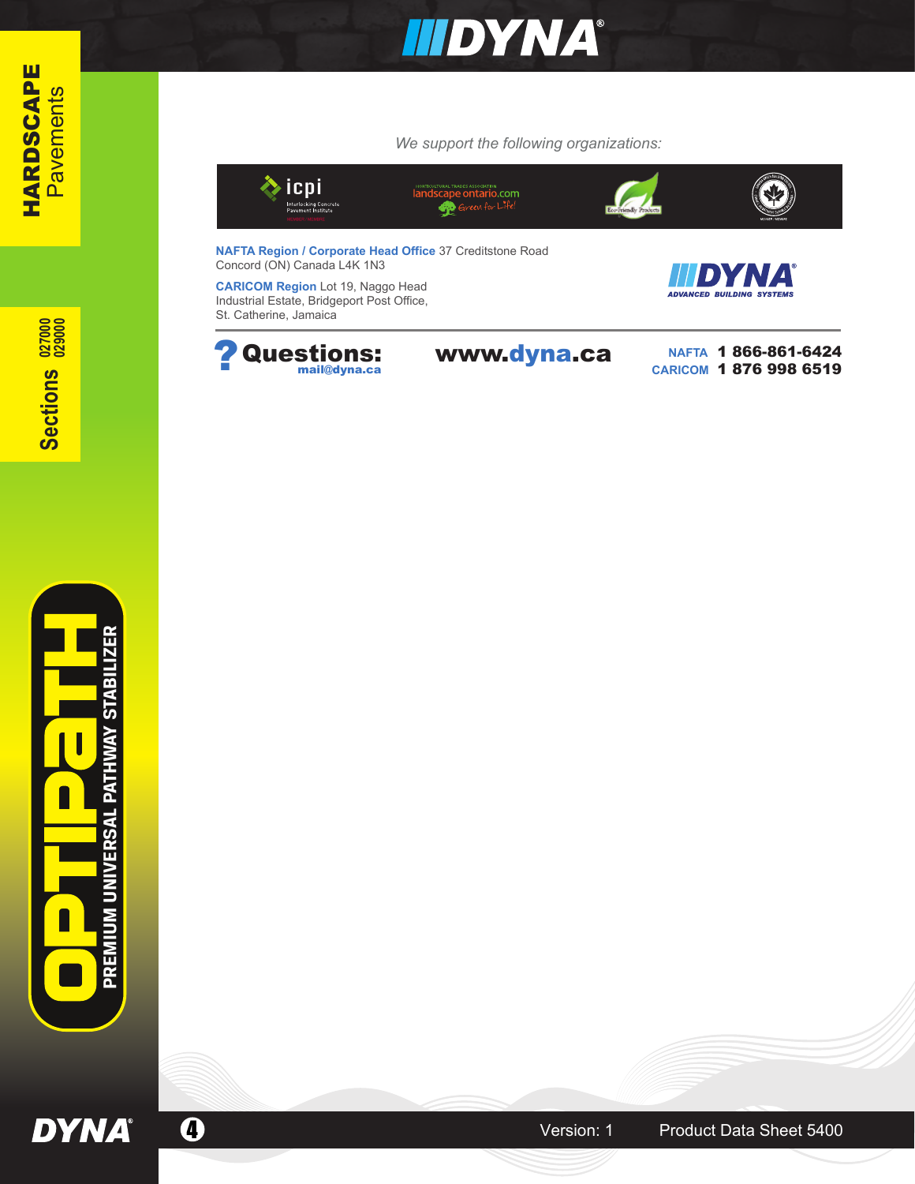*We support the following organizations:*

**NAFTA Region / Corporate Head Office** 37 Creditstone Road
Concord (ON) Canada L4K 1N3

**CARICOM Region** Lot 19, Naggo Head
Industrial Estate, Bridgeport Post Office,
St. Catherine, Jamaica

**Questions:** mail@dyna.ca

**www.dyna.ca**

NAFTA **1 866-861-6424**
CARICOM **1 876 998 6519**